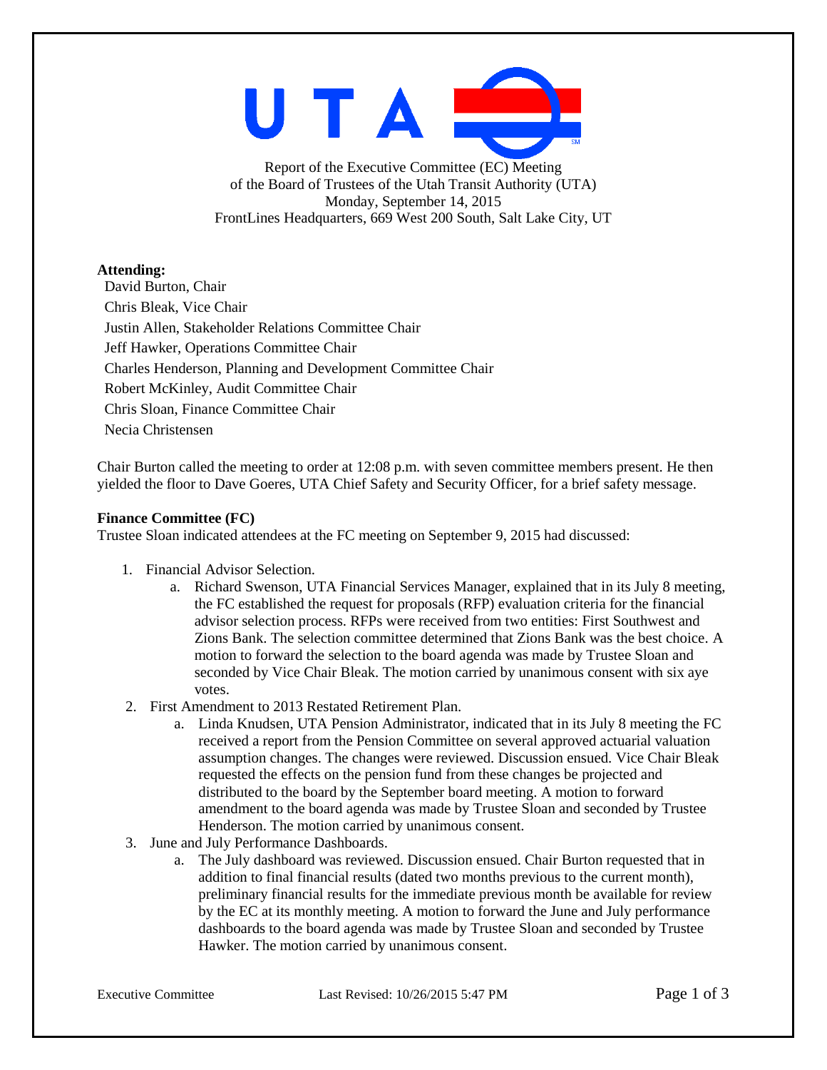Report of the Executive Committee (EC) Meeting
of the Board of Trustees of the Utah Transit Authority (UTA)
Monday, September 14, 2015
FrontLines Headquarters, 669 West 200 South, Salt Lake City, UT

**Attending:**

David Burton, Chair
Chris Bleak, Vice Chair
Justin Allen, Stakeholder Relations Committee Chair
Jeff Hawker, Operations Committee Chair
Charles Henderson, Planning and Development Committee Chair
Robert McKinley, Audit Committee Chair
Chris Sloan, Finance Committee Chair
Necia Christensen

Chair Burton called the meeting to order at 12:08 p.m. with seven committee members present. He then yielded the floor to Dave Goeres, UTA Chief Safety and Security Officer, for a brief safety message.

**Finance Committee (FC)**

Trustee Sloan indicated attendees at the FC meeting on September 9, 2015 had discussed:

1. Financial Advisor Selection.
   a. Richard Swenson, UTA Financial Services Manager, explained that in its July 8 meeting, the FC established the request for proposals (RFP) evaluation criteria for the financial advisor selection process. RFPs were received from two entities: First Southwest and Zions Bank. The selection committee determined that Zions Bank was the best choice. A motion to forward the selection to the board agenda was made by Trustee Sloan and seconded by Vice Chair Bleak. The motion carried by unanimous consent with six aye votes.
2. First Amendment to 2013 Restated Retirement Plan.
   a. Linda Knudsen, UTA Pension Administrator, indicated that in its July 8 meeting the FC received a report from the Pension Committee on several approved actuarial valuation assumption changes. The changes were reviewed. Discussion ensued. Vice Chair Bleak requested the effects on the pension fund from these changes be projected and distributed to the board by the September board meeting. A motion to forward amendment to the board agenda was made by Trustee Sloan and seconded by Trustee Henderson. The motion carried by unanimous consent.
3. June and July Performance Dashboards.
   a. The July dashboard was reviewed. Discussion ensued. Chair Burton requested that in addition to final financial results (dated two months previous to the current month), preliminary financial results for the immediate previous month be available for review by the EC at its monthly meeting. A motion to forward the June and July performance dashboards to the board agenda was made by Trustee Sloan and seconded by Trustee Hawker. The motion carried by unanimous consent.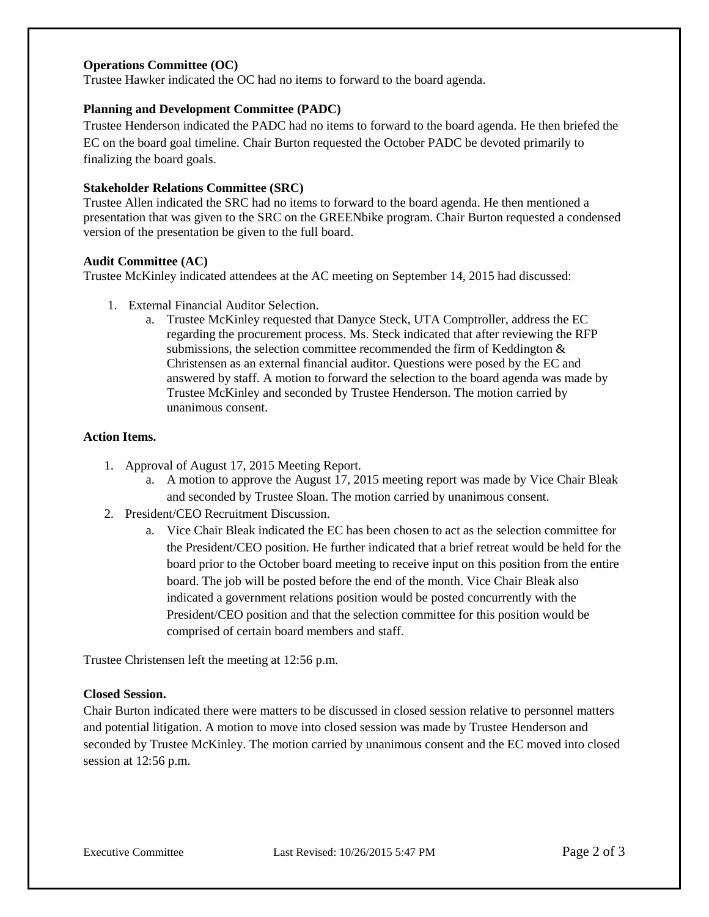**Operations Committee (OC)**
Trustee Hawker indicated the OC had no items to forward to the board agenda.

**Planning and Development Committee (PADC)**
Trustee Henderson indicated the PADC had no items to forward to the board agenda. He then briefed the EC on the board goal timeline. Chair Burton requested the October PADC be devoted primarily to finalizing the board goals.

**Stakeholder Relations Committee (SRC)**
Trustee Allen indicated the SRC had no items to forward to the board agenda. He then mentioned a presentation that was given to the SRC on the GREENbike program. Chair Burton requested a condensed version of the presentation be given to the full board.

**Audit Committee (AC)**
Trustee McKinley indicated attendees at the AC meeting on September 14, 2015 had discussed:

1. External Financial Auditor Selection.
    a. Trustee McKinley requested that Danyce Steck, UTA Comptroller, address the EC regarding the procurement process. Ms. Steck indicated that after reviewing the RFP submissions, the selection committee recommended the firm of Keddington & Christensen as an external financial auditor. Questions were posed by the EC and answered by staff. A motion to forward the selection to the board agenda was made by Trustee McKinley and seconded by Trustee Henderson. The motion carried by unanimous consent.

**Action Items.**

1. Approval of August 17, 2015 Meeting Report.
    a. A motion to approve the August 17, 2015 meeting report was made by Vice Chair Bleak and seconded by Trustee Sloan. The motion carried by unanimous consent.
2. President/CEO Recruitment Discussion.
    a. Vice Chair Bleak indicated the EC has been chosen to act as the selection committee for the President/CEO position. He further indicated that a brief retreat would be held for the board prior to the October board meeting to receive input on this position from the entire board. The job will be posted before the end of the month. Vice Chair Bleak also indicated a government relations position would be posted concurrently with the President/CEO position and that the selection committee for this position would be comprised of certain board members and staff.

Trustee Christensen left the meeting at 12:56 p.m.

**Closed Session.**
Chair Burton indicated there were matters to be discussed in closed session relative to personnel matters and potential litigation. A motion to move into closed session was made by Trustee Henderson and seconded by Trustee McKinley. The motion carried by unanimous consent and the EC moved into closed session at 12:56 p.m.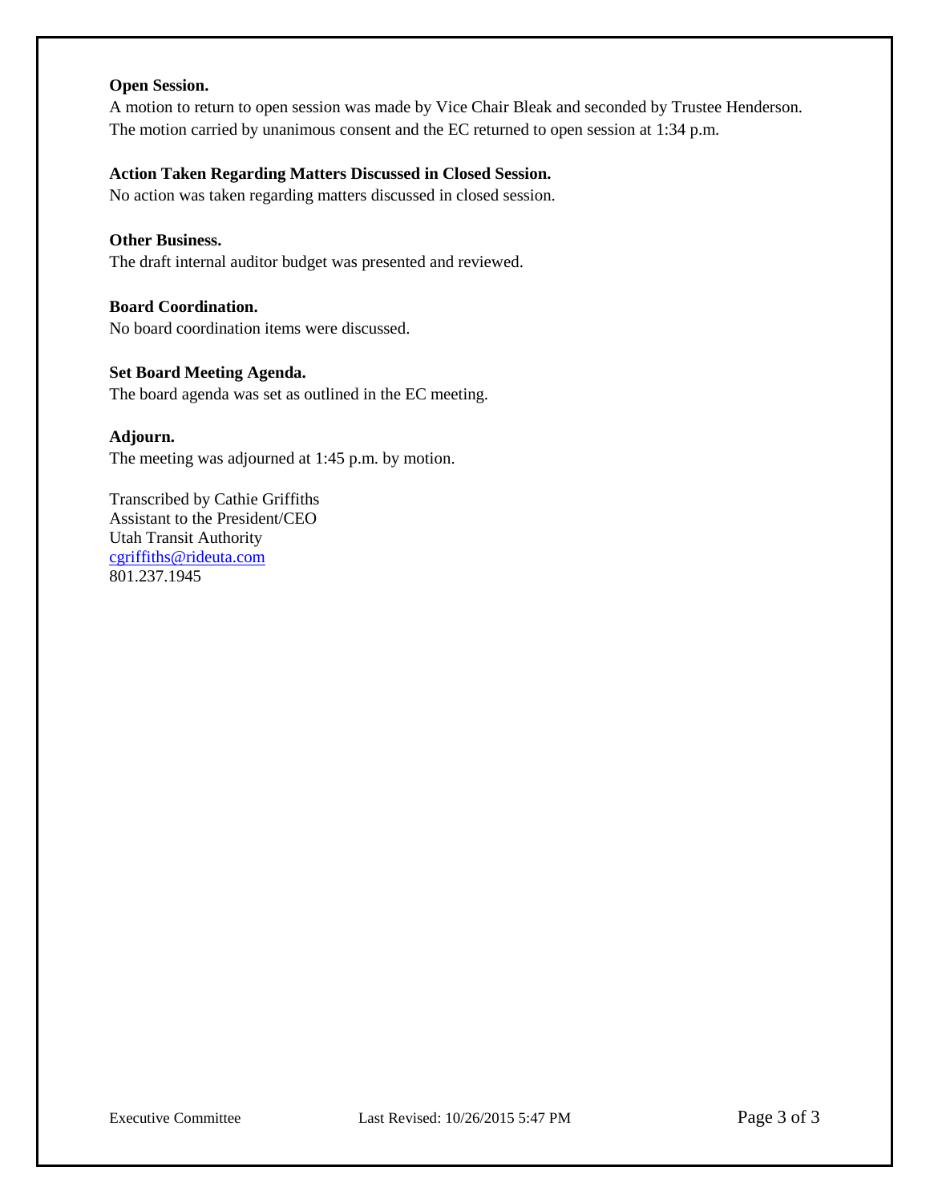**Open Session.**
A motion to return to open session was made by Vice Chair Bleak and seconded by Trustee Henderson. The motion carried by unanimous consent and the EC returned to open session at 1:34 p.m.

**Action Taken Regarding Matters Discussed in Closed Session.**
No action was taken regarding matters discussed in closed session.

**Other Business.**
The draft internal auditor budget was presented and reviewed.

**Board Coordination.**
No board coordination items were discussed.

**Set Board Meeting Agenda.**
The board agenda was set as outlined in the EC meeting.

**Adjourn.**
The meeting was adjourned at 1:45 p.m. by motion.

Transcribed by Cathie Griffiths
Assistant to the President/CEO
Utah Transit Authority
cgriffiths@rideuta.com
801.237.1945